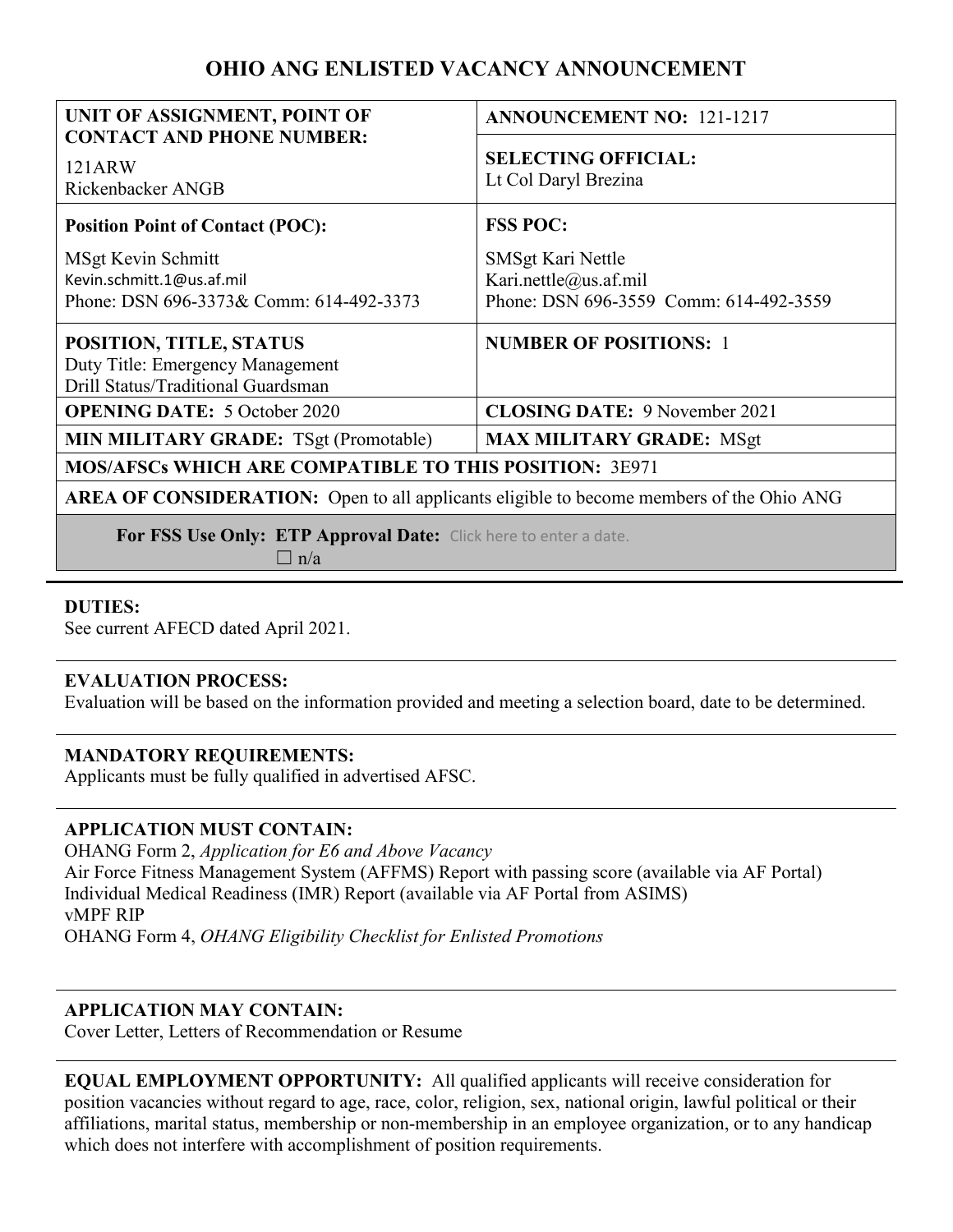# OHIO ANG ENLISTED VACANCY ANNOUNCEMENT

| | |
|---|---|
| **UNIT OF ASSIGNMENT, POINT OF CONTACT AND PHONE NUMBER:**<br>121ARW<br>Rickenbacker ANGB | **ANNOUNCEMENT NO:** 121-1217<br><br>**SELECTING OFFICIAL:**<br>Lt Col Daryl Brezina |
| **Position Point of Contact (POC):**<br>MSgt Kevin Schmitt<br>Kevin.schmitt.1@us.af.mil<br>Phone: DSN 696-3373& Comm: 614-492-3373 | **FSS POC:**<br>SMSgt Kari Nettle<br>Kari.nettle@us.af.mil<br>Phone: DSN 696-3559 Comm: 614-492-3559 |
| **POSITION, TITLE, STATUS**<br>Duty Title: Emergency Management<br>Drill Status/Traditional Guardsman | **NUMBER OF POSITIONS:** 1 |
| **OPENING DATE:** 5 October 2020 | **CLOSING DATE:** 9 November 2021 |
| **MIN MILITARY GRADE:** TSgt (Promotable) | **MAX MILITARY GRADE:** MSgt |
| **MOS/AFSCs WHICH ARE COMPATIBLE TO THIS POSITION:** 3E971 | |
| **AREA OF CONSIDERATION:** Open to all applicants eligible to become members of the Ohio ANG | |
| **For FSS Use Only: ETP Approval Date:** Click here to enter a date.<br>☐ n/a | |

**DUTIES:**
See current AFECD dated April 2021.

**EVALUATION PROCESS:**
Evaluation will be based on the information provided and meeting a selection board, date to be determined.

**MANDATORY REQUIREMENTS:**
Applicants must be fully qualified in advertised AFSC.

**APPLICATION MUST CONTAIN:**
OHANG Form 2, *Application for E6 and Above Vacancy*
Air Force Fitness Management System (AFFMS) Report with passing score (available via AF Portal)
Individual Medical Readiness (IMR) Report (available via AF Portal from ASIMS)
vMPF RIP
OHANG Form 4, *OHANG Eligibility Checklist for Enlisted Promotions*

**APPLICATION MAY CONTAIN:**
Cover Letter, Letters of Recommendation or Resume

**EQUAL EMPLOYMENT OPPORTUNITY:** All qualified applicants will receive consideration for position vacancies without regard to age, race, color, religion, sex, national origin, lawful political or their affiliations, marital status, membership or non-membership in an employee organization, or to any handicap which does not interfere with accomplishment of position requirements.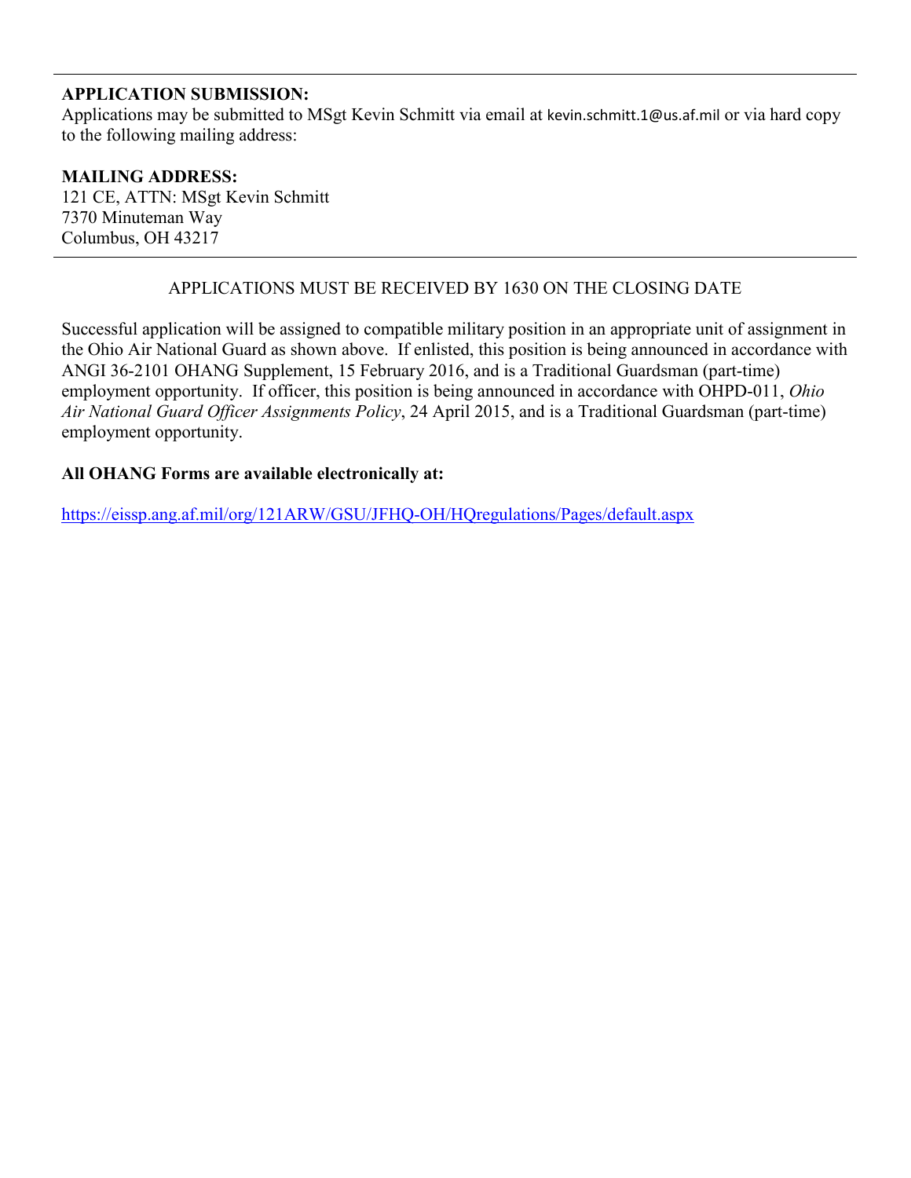**APPLICATION SUBMISSION:**
Applications may be submitted to MSgt Kevin Schmitt via email at kevin.schmitt.1@us.af.mil or via hard copy to the following mailing address:

**MAILING ADDRESS:**
121 CE, ATTN: MSgt Kevin Schmitt
7370 Minuteman Way
Columbus, OH 43217

APPLICATIONS MUST BE RECEIVED BY 1630 ON THE CLOSING DATE

Successful application will be assigned to compatible military position in an appropriate unit of assignment in the Ohio Air National Guard as shown above. If enlisted, this position is being announced in accordance with ANGI 36-2101 OHANG Supplement, 15 February 2016, and is a Traditional Guardsman (part-time) employment opportunity. If officer, this position is being announced in accordance with OHPD-011, *Ohio Air National Guard Officer Assignments Policy*, 24 April 2015, and is a Traditional Guardsman (part-time) employment opportunity.

**All OHANG Forms are available electronically at:**

https://eissp.ang.af.mil/org/121ARW/GSU/JFHQ-OH/HQregulations/Pages/default.aspx